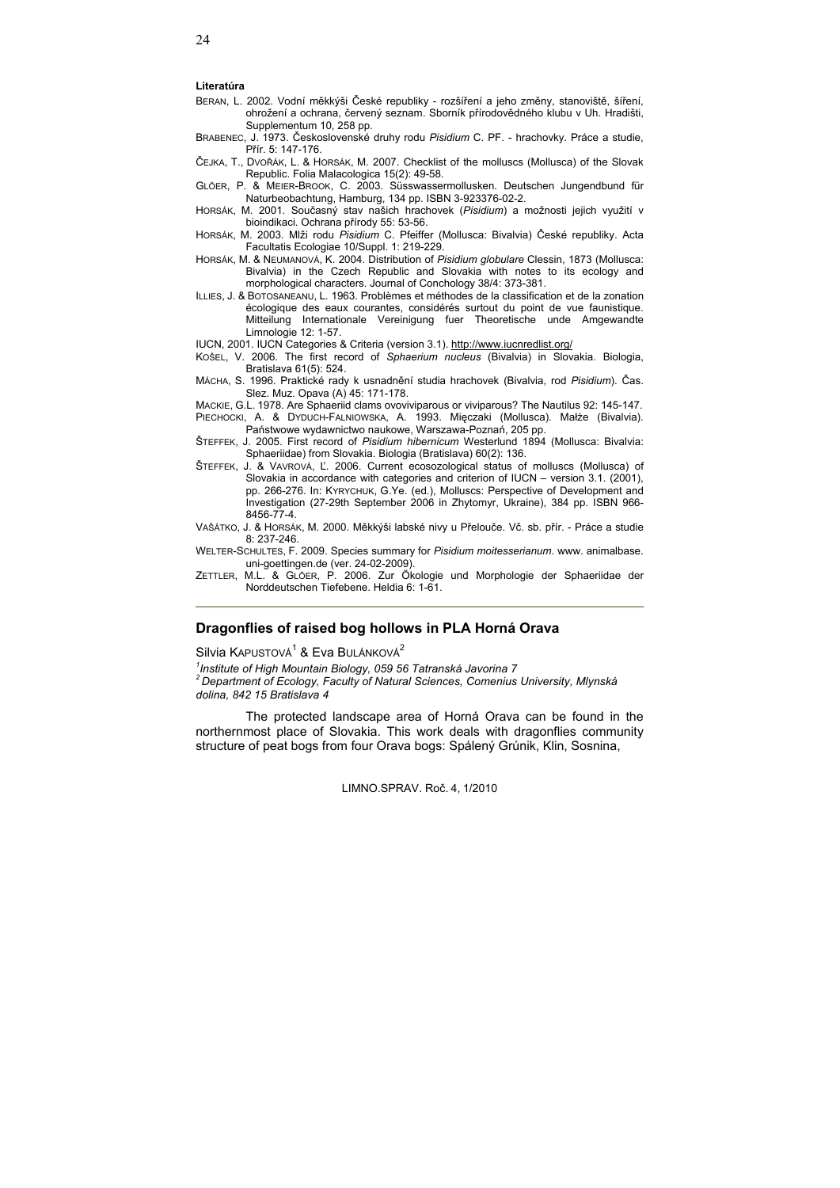**Literatúra**

BERAN, L. 2002. Vodní měkkýši České republiky - rozšíření a jeho změny, stanoviště, šíření, ohrožení a ochrana, červený seznam. Sborník přírodovědného klubu v Uh. Hradišti, Supplementum 10, 258 pp.

BRABENEC, J. 1973. Československé druhy rodu *Pisidium* C. PF. - hrachovky. Práce a studie, Přír. 5: 147-176.

ČEJKA, T., DVOŘÁK, L. & HORSÁK, M. 2007. Checklist of the molluscs (Mollusca) of the Slovak Republic. Folia Malacologica 15(2): 49-58.

GLÖER, P. & MEIER-BROOK, C. 2003. Süsswassermollusken. Deutschen Jungendbund für Naturbeobachtung, Hamburg, 134 pp. ISBN 3-923376-02-2.

HORSÁK, M. 2001. Současný stav našich hrachovek (*Pisidium*) a možnosti jejich využití v bioindikaci. Ochrana přírody 55: 53-56.

HORSÁK, M. 2003. Mlži rodu *Pisidium* C. Pfeiffer (Mollusca: Bivalvia) České republiky. Acta Facultatis Ecologiae 10/Suppl. 1: 219-229.

HORSÁK, M. & NEUMANOVÁ, K. 2004. Distribution of *Pisidium globulare* Clessin, 1873 (Mollusca: Bivalvia) in the Czech Republic and Slovakia with notes to its ecology and morphological characters. Journal of Conchology 38/4: 373-381.

ILLIES, J. & BOTOSANEANU, L. 1963. Problèmes et méthodes de la classification et de la zonation écologique des eaux courantes, considérés surtout du point de vue faunistique. Mitteilung Internationale Vereinigung fuer Theoretische unde Amgewandte Limnologie 12: 1-57.

IUCN, 2001. IUCN Categories & Criteria (version 3.1). http://www.iucnredlist.org/

KOŠEL, V. 2006. The first record of *Sphaerium nucleus* (Bivalvia) in Slovakia. Biologia, Bratislava 61(5): 524.

MÁCHA, S. 1996. Praktické rady k usnadnění studia hrachovek (Bivalvia, rod *Pisidium*). Čas. Slez. Muz. Opava (A) 45: 171-178.

MACKIE, G.L. 1978. Are Sphaeriid clams ovoviviparous or viviparous? The Nautilus 92: 145-147.

PIECHOCKI, A. & DYDUCH-FALNIOWSKA, A. 1993. Mięczaki (Mollusca). Małże (Bivalvia). Państwowe wydawnictwo naukowe, Warszawa-Poznań, 205 pp.

ŠTEFFEK, J. 2005. First record of *Pisidium hibernicum* Westerlund 1894 (Mollusca: Bivalvia: Sphaeriidae) from Slovakia. Biologia (Bratislava) 60(2): 136.

ŠTEFFEK, J. & VAVROVÁ, Ľ. 2006. Current ecosozological status of molluscs (Mollusca) of Slovakia in accordance with categories and criterion of IUCN – version 3.1. (2001), pp. 266-276. In: KYRYCHUK, G.Ye. (ed.), Molluscs: Perspective of Development and Investigation (27-29th September 2006 in Zhytomyr, Ukraine), 384 pp. ISBN 966-8456-77-4.

VAŠÁTKO, J. & HORSÁK, M. 2000. Měkkýši labské nivy u Přelouče. Vč. sb. přír. - Práce a studie 8: 237-246.

WELTER-SCHULTES, F. 2009. Species summary for *Pisidium moitesserianum*. www. animalbase. uni-goettingen.de (ver. 24-02-2009).

ZETTLER, M.L. & GLÖER, P. 2006. Zur Ökologie und Morphologie der Sphaeriidae der Norddeutschen Tiefebene. Heldia 6: 1-61.

---

## Dragonflies of raised bog hollows in PLA Horná Orava

Silvia KAPUSTOVÁ[1] & Eva BULÁNKOVÁ[2]

*[1]Institute of High Mountain Biology, 059 56 Tatranská Javorina 7*
*[2]Department of Ecology, Faculty of Natural Sciences, Comenius University, Mlynská dolina, 842 15 Bratislava 4*

The protected landscape area of Horná Orava can be found in the northernmost place of Slovakia. This work deals with dragonflies community structure of peat bogs from four Orava bogs: Spálený Grúnik, Klin, Sosnina,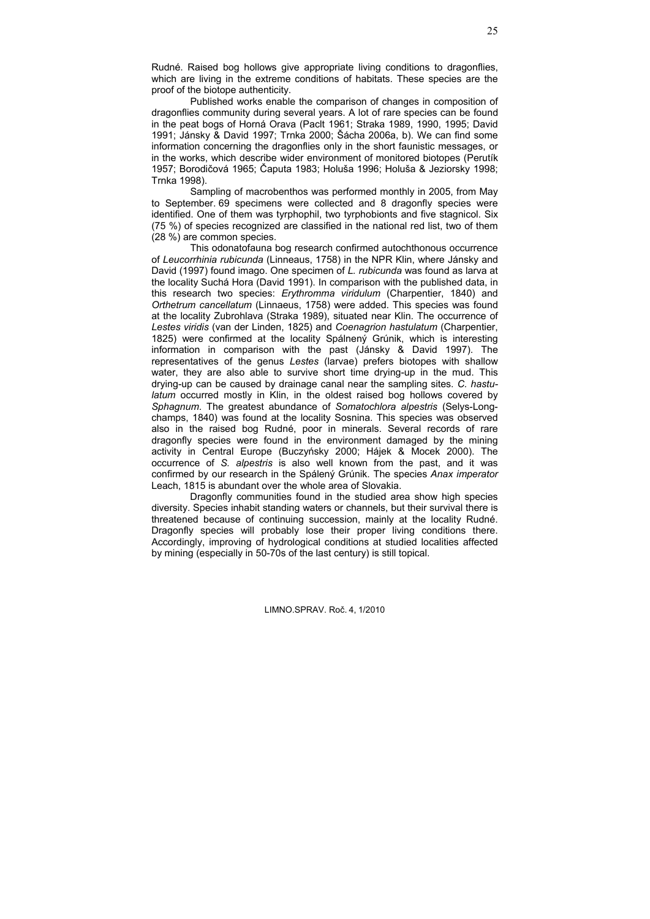Rudné. Raised bog hollows give appropriate living conditions to dragonflies, which are living in the extreme conditions of habitats. These species are the proof of the biotope authenticity.

Published works enable the comparison of changes in composition of dragonflies community during several years. A lot of rare species can be found in the peat bogs of Horná Orava (Paclt 1961; Straka 1989, 1990, 1995; David 1991; Jánsky & David 1997; Trnka 2000; Šácha 2006a, b). We can find some information concerning the dragonflies only in the short faunistic messages, or in the works, which describe wider environment of monitored biotopes (Perutík 1957; Borodičová 1965; Čaputa 1983; Holuša 1996; Holuša & Jeziorsky 1998; Trnka 1998).

Sampling of macrobenthos was performed monthly in 2005, from May to September. 69 specimens were collected and 8 dragonfly species were identified. One of them was tyrphophil, two tyrphobionts and five stagnicol. Six (75 %) of species recognized are classified in the national red list, two of them (28 %) are common species.

This odonatofauna bog research confirmed autochthonous occurrence of *Leucorrhinia rubicunda* (Linneaus, 1758) in the NPR Klin, where Jánsky and David (1997) found imago. One specimen of *L. rubicunda* was found as larva at the locality Suchá Hora (David 1991). In comparison with the published data, in this research two species: *Erythromma viridulum* (Charpentier, 1840) and *Orthetrum cancellatum* (Linnaeus, 1758) were added. This species was found at the locality Zubrohlava (Straka 1989), situated near Klin. The occurrence of *Lestes viridis* (van der Linden, 1825) and *Coenagrion hastulatum* (Charpentier, 1825) were confirmed at the locality Spálnený Grúnik, which is interesting information in comparison with the past (Jánsky & David 1997). The representatives of the genus *Lestes* (larvae) prefers biotopes with shallow water, they are also able to survive short time drying-up in the mud. This drying-up can be caused by drainage canal near the sampling sites. *C. hastulatum* occurred mostly in Klin, in the oldest raised bog hollows covered by *Sphagnum*. The greatest abundance of *Somatochlora alpestris* (Selys-Longchamps, 1840) was found at the locality Sosnina. This species was observed also in the raised bog Rudné, poor in minerals. Several records of rare dragonfly species were found in the environment damaged by the mining activity in Central Europe (Buczyńsky 2000; Hájek & Mocek 2000). The occurrence of *S. alpestris* is also well known from the past, and it was confirmed by our research in the Spálený Grúnik. The species *Anax imperator* Leach, 1815 is abundant over the whole area of Slovakia.

Dragonfly communities found in the studied area show high species diversity. Species inhabit standing waters or channels, but their survival there is threatened because of continuing succession, mainly at the locality Rudné. Dragonfly species will probably lose their proper living conditions there. Accordingly, improving of hydrological conditions at studied localities affected by mining (especially in 50-70s of the last century) is still topical.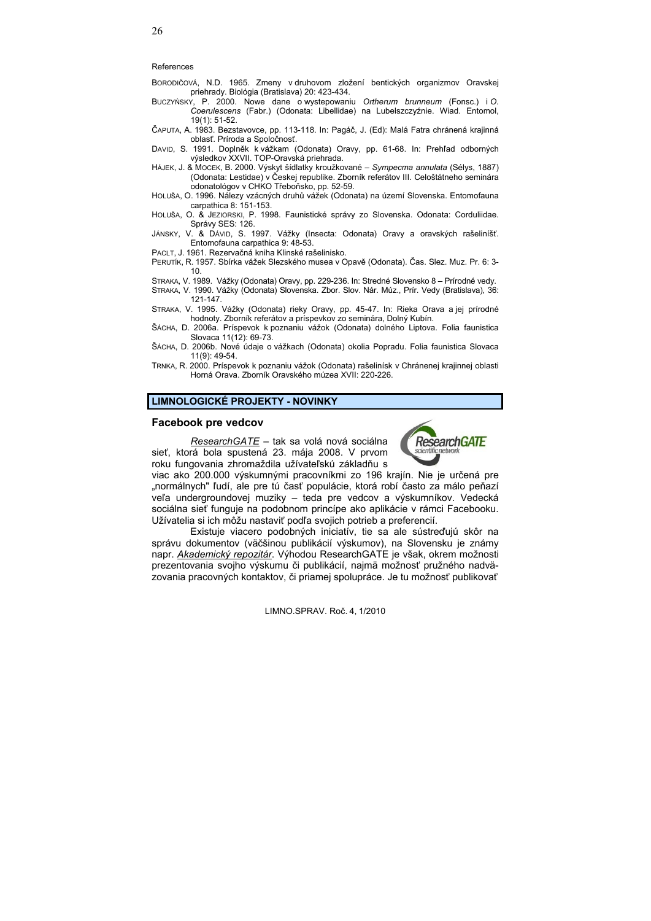References

BORODIČOVÁ, N.D. 1965. Zmeny v druhovom zložení bentických organizmov Oravskej priehrady. Biológia (Bratislava) 20: 423-434.

BUCZYŃSKY, P. 2000. Nowe dane o wystepowaniu *Ortherum brunneum* (Fonsc.) i *O. Coerulescens* (Fabr.) (Odonata: Libellidae) na Lubelszczyźnie. Wiad. Entomol, 19(1): 51-52.

ČAPUTA, A. 1983. Bezstavovce, pp. 113-118. In: Pagáč, J. (Ed): Malá Fatra chránená krajinná oblasť. Príroda a Spoločnosť.

DAVID, S. 1991. Doplněk k vážkam (Odonata) Oravy, pp. 61-68. In: Prehľad odborných výsledkov XXVII. TOP-Oravská priehrada.

HÁJEK, J. & MOCEK, B. 2000. Výskyt šídlatky kroužkované – *Sympecma annulata* (Sélys, 1887) (Odonata: Lestidae) v Českej republike. Zborník referátov III. Celoštátneho seminára odonatológov v CHKO Třeboňsko, pp. 52-59.

HOLUŠA, O. 1996. Nálezy vzácných druhů vážek (Odonata) na území Slovenska. Entomofauna carpathica 8: 151-153.

HOLUŠA, O. & JEZIORSKI, P. 1998. Faunistické správy zo Slovenska. Odonata: Corduliidae. Správy SES: 126.

JÁNSKY, V. & DÁVID, S. 1997. Vážky (Insecta: Odonata) Oravy a oravských rašelinísť. Entomofauna carpathica 9: 48-53.

PACLT, J. 1961. Rezervačná kniha Klinské rašelinisko.

PERUTÍK, R. 1957. Sbírka vážek Slezského musea v Opavě (Odonata). Čas. Slez. Muz. Pr. 6: 3-10.

STRAKA, V. 1989. Vážky (Odonata) Oravy, pp. 229-236. In: Stredné Slovensko 8 – Prírodné vedy.

STRAKA, V. 1990. Vážky (Odonata) Slovenska. Zbor. Slov. Nár. Múz., Prír. Vedy (Bratislava), 36: 121-147.

STRAKA, V. 1995. Vážky (Odonata) rieky Oravy, pp. 45-47. In: Rieka Orava a jej prírodné hodnoty. Zborník referátov a príspevkov zo seminára, Dolný Kubín.

ŠÁCHA, D. 2006a. Príspevok k poznaniu vážok (Odonata) dolného Liptova. Folia faunistica Slovaca 11(12): 69-73.

ŠÁCHA, D. 2006b. Nové údaje o vážkach (Odonata) okolia Popradu. Folia faunistica Slovaca 11(9): 49-54.

TRNKA, R. 2000. Príspevok k poznaniu vážok (Odonata) rašelinísk v Chránenej krajinnej oblasti Horná Orava. Zborník Oravského múzea XVII: 220-226.

## LIMNOLOGICKÉ PROJEKTY - NOVINKY

### Facebook pre vedcov

*ResearchGATE* – tak sa volá nová sociálna sieť, ktorá bola spustená 23. mája 2008. V prvom roku fungovania zhromaždila užívateľskú základňu s viac ako 200.000 výskumnými pracovníkmi zo 196 krajín. Nie je určená pre „normálnych" ľudí, ale pre tú časť populácie, ktorá robí často za málo peňazí veľa undergroundovej muziky – teda pre vedcov a výskumníkov. Vedecká sociálna sieť funguje na podobnom princípe ako aplikácie v rámci Facebooku. Užívatelia si ich môžu nastaviť podľa svojich potrieb a preferencií.

Existuje viacero podobných iniciatív, tie sa ale sústreďujú skôr na správu dokumentov (väčšinou publikácií výskumov), na Slovensku je známy napr. *Akademický repozitár*. Výhodou ResearchGATE je však, okrem možnosti prezentovania svojho výskumu či publikácií, najmä možnosť pružného nadväzovania pracovných kontaktov, či priamej spolupráce. Je tu možnosť publikovať